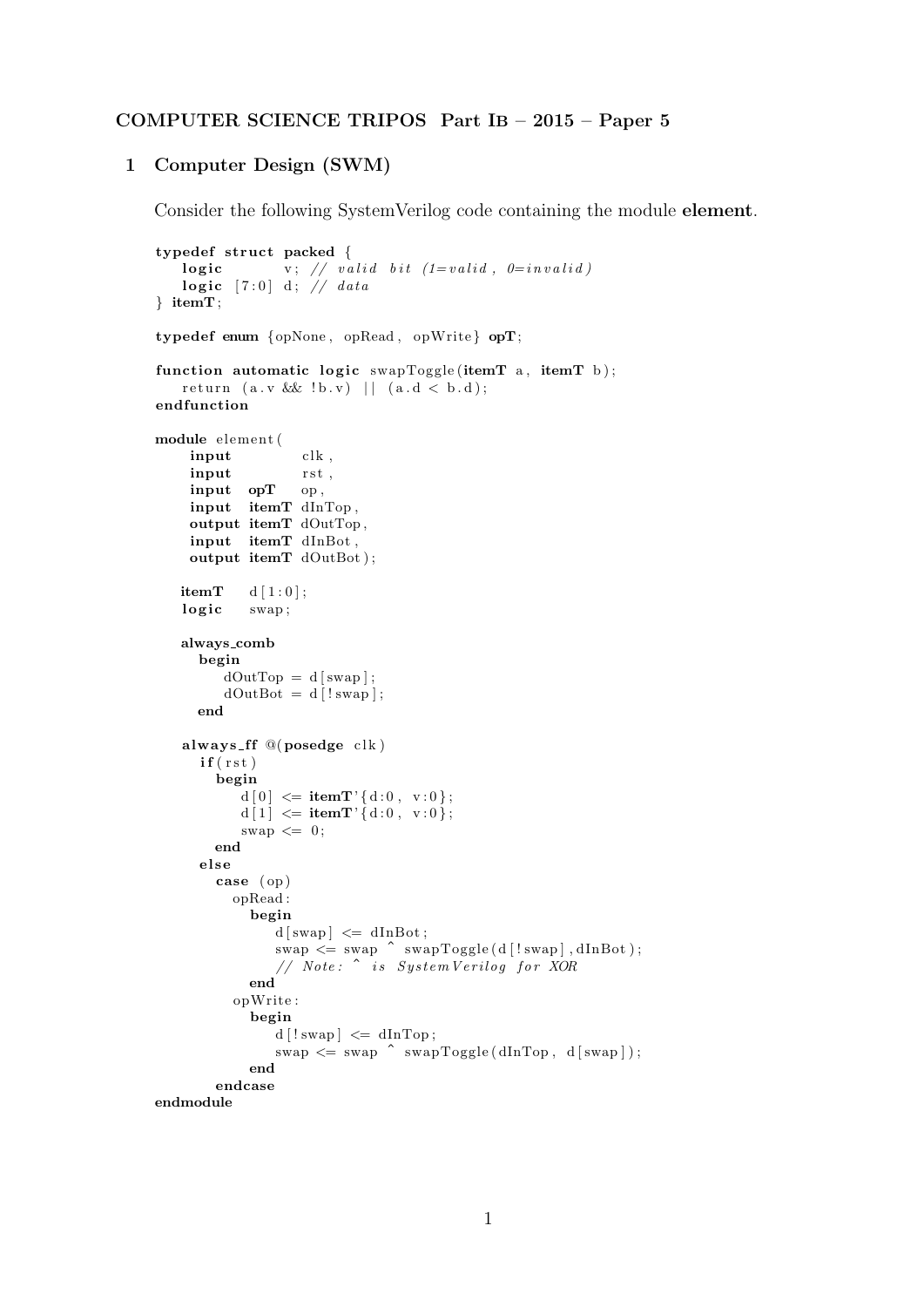**COMPUTER SCIENCE TRIPOS Part IB – 2015 – Paper 5**

## 1 Computer Design (SWM)

Consider the following SystemVerilog code containing the module **element**.

```
typedef struct packed {
   logic       v; // valid bit (1=valid, 0=invalid)
   logic [7:0] d; // data
} itemT;

typedef enum {opNone, opRead, opWrite} opT;

function automatic logic swapToggle(itemT a, itemT b);
   return (a.v && !b.v) || (a.d < b.d);
endfunction

module element(
    input        clk,
    input        rst,
    input  opT   op,
    input  itemT dInTop,
    output itemT dOutTop,
    input  itemT dInBot,
    output itemT dOutBot);

   itemT   d[1:0];
   logic   swap;

   always_comb
     begin
        dOutTop = d[swap];
        dOutBot = d[!swap];
     end

   always_ff @(posedge clk)
     if(rst)
       begin
          d[0] <= itemT'{d:0, v:0};
          d[1] <= itemT'{d:0, v:0};
          swap <= 0;
       end
     else
       case (op)
         opRead:
           begin
              d[swap] <= dInBot;
              swap <= swap ^ swapToggle(d[!swap],dInBot);
              // Note: ^ is SystemVerilog for XOR
           end
         opWrite:
           begin
              d[!swap] <= dInTop;
              swap <= swap ^ swapToggle(dInTop, d[swap]);
           end
       endcase
endmodule
```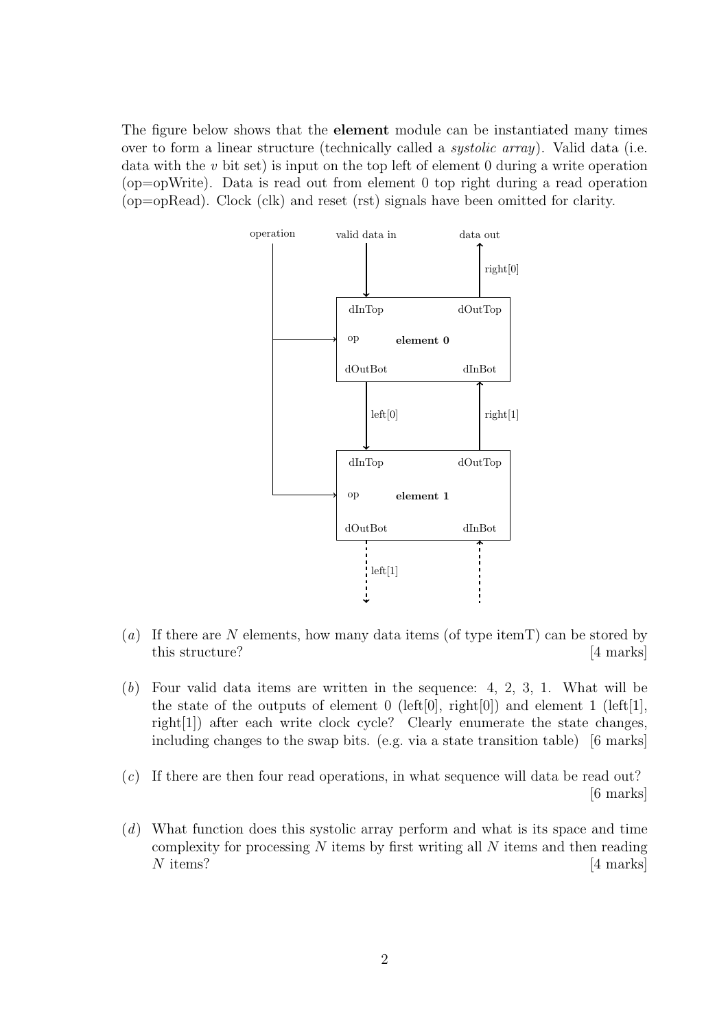The figure below shows that the **element** module can be instantiated many times over to form a linear structure (technically called a *systolic array*). Valid data (i.e. data with the $v$ bit set) is input on the top left of element 0 during a write operation (op=opWrite). Data is read out from element 0 top right during a read operation (op=opRead). Clock (clk) and reset (rst) signals have been omitted for clarity.

operation

valid data in

data out

right[0]

dInTop

dOutTop

op

**element 0**

dOutBot

dInBot

left[0]

right[1]

dInTop

dOutTop

op

**element 1**

dOutBot

dInBot

left[1]

(*a*) If there are $N$ elements, how many data items (of type itemT) can be stored by this structure? [4 marks]

(*b*) Four valid data items are written in the sequence: 4, 2, 3, 1. What will be the state of the outputs of element 0 (left[0], right[0]) and element 1 (left[1], right[1]) after each write clock cycle? Clearly enumerate the state changes, including changes to the swap bits. (e.g. via a state transition table) [6 marks]

(*c*) If there are then four read operations, in what sequence will data be read out? [6 marks]

(*d*) What function does this systolic array perform and what is its space and time complexity for processing $N$ items by first writing all $N$ items and then reading $N$ items? [4 marks]